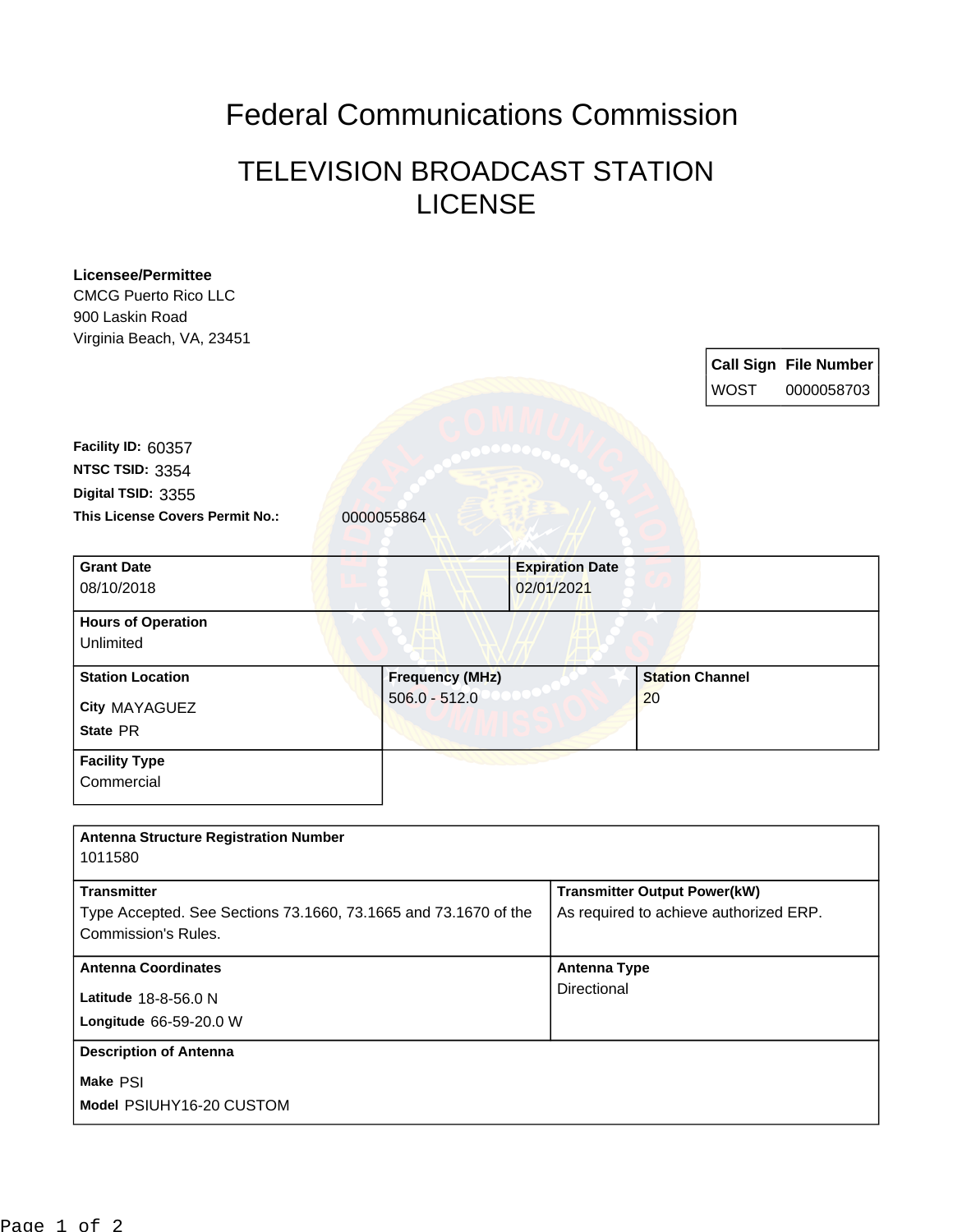# Federal Communications Commission

## TELEVISION BROADCAST STATION LICENSE

**Licensee/Permittee**
CMCG Puerto Rico LLC
900 Laskin Road
Virginia Beach, VA, 23451

| Call Sign | File Number |
| --- | --- |
| WOST | 0000058703 |

**Facility ID:** 60357
**NTSC TSID:** 3354
**Digital TSID:** 3355
**This License Covers Permit No.:** 0000055864

| **Grant Date** | **Expiration Date** |
| --- | --- |
| 08/10/2018 | 02/01/2021 |

**Hours of Operation**
Unlimited

| **Station Location** | **Frequency (MHz)** | **Station Channel** |
| --- | --- | --- |
| **City** MAYAGUEZ<br>**State** PR | 506.0 - 512.0 | 20 |

**Facility Type**
Commercial

**Antenna Structure Registration Number**
1011580

| **Transmitter** | **Transmitter Output Power(kW)** |
| --- | --- |
| Type Accepted. See Sections 73.1660, 73.1665 and 73.1670 of the Commission's Rules. | As required to achieve authorized ERP. |

| **Antenna Coordinates** | **Antenna Type** |
| --- | --- |
| **Latitude** 18-8-56.0 N<br>**Longitude** 66-59-20.0 W | Directional |

**Description of Antenna**
**Make** PSI
**Model** PSIUHY16-20 CUSTOM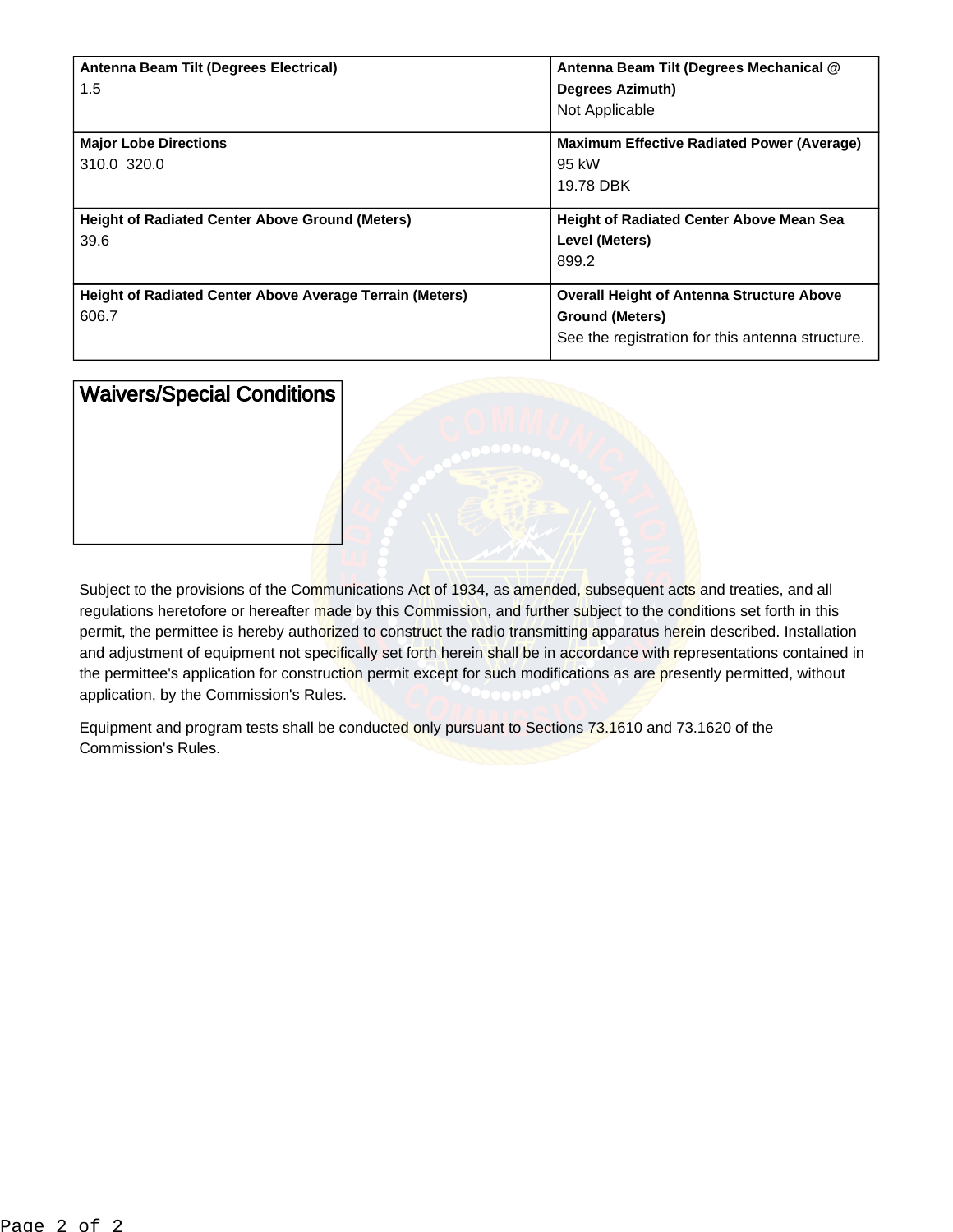| | |
|---|---|
| **Antenna Beam Tilt (Degrees Electrical)**<br>1.5 | **Antenna Beam Tilt (Degrees Mechanical @ Degrees Azimuth)**<br>Not Applicable |
| **Major Lobe Directions**<br>310.0 320.0 | **Maximum Effective Radiated Power (Average)**<br>95 kW<br>19.78 DBK |
| **Height of Radiated Center Above Ground (Meters)**<br>39.6 | **Height of Radiated Center Above Mean Sea Level (Meters)**<br>899.2 |
| **Height of Radiated Center Above Average Terrain (Meters)**<br>606.7 | **Overall Height of Antenna Structure Above Ground (Meters)**<br>See the registration for this antenna structure. |

## Waivers/Special Conditions

Subject to the provisions of the Communications Act of 1934, as amended, subsequent acts and treaties, and all regulations heretofore or hereafter made by this Commission, and further subject to the conditions set forth in this permit, the permittee is hereby authorized to construct the radio transmitting apparatus herein described. Installation and adjustment of equipment not specifically set forth herein shall be in accordance with representations contained in the permittee's application for construction permit except for such modifications as are presently permitted, without application, by the Commission's Rules.

Equipment and program tests shall be conducted only pursuant to Sections 73.1610 and 73.1620 of the Commission's Rules.